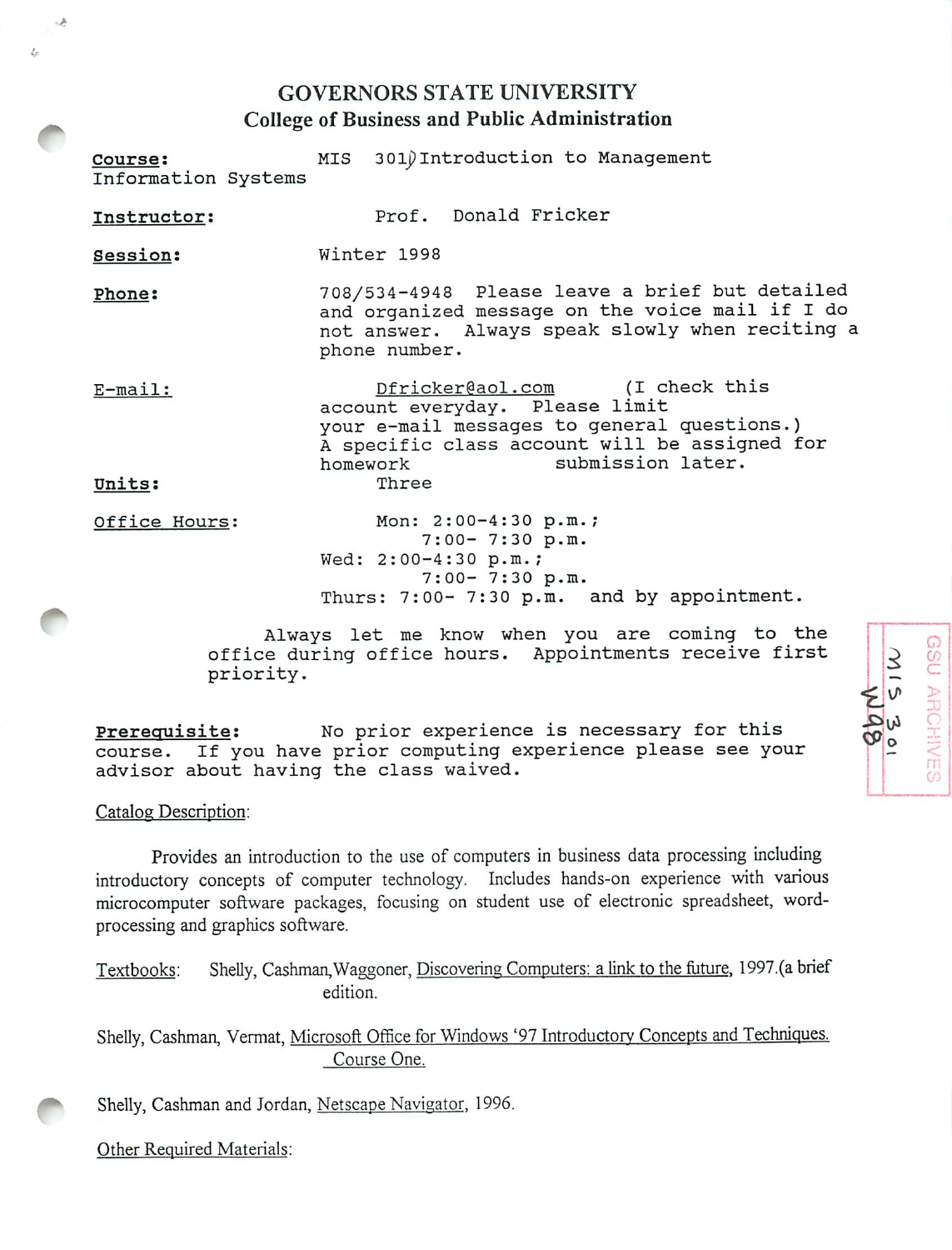# GOVERNORS STATE UNIVERSITY

## College of Business and Public Administration

**Course:** MIS 301 Introduction to Management Information Systems

**Instructor:** Prof. Donald Fricker

**Session:** Winter 1998

**Phone:** 708/534-4948 Please leave a brief but detailed and organized message on the voice mail if I do not answer. Always speak slowly when reciting a phone number.

**E-mail:** Dfricker@aol.com (I check this account everyday. Please limit your e-mail messages to general questions.) A specific class account will be assigned for homework submission later.

**Units:** Three

**Office Hours:**
Mon: 2:00-4:30 p.m.; 7:00- 7:30 p.m.
Wed: 2:00-4:30 p.m.; 7:00- 7:30 p.m.
Thurs: 7:00- 7:30 p.m. and by appointment.

Always let me know when you are coming to the office during office hours. Appointments receive first priority.

GSU ARCHIVES MIS 301 W98

**Prerequisite:** No prior experience is necessary for this course. If you have prior computing experience please see your advisor about having the class waived.

Catalog Description:

Provides an introduction to the use of computers in business data processing including introductory concepts of computer technology. Includes hands-on experience with various microcomputer software packages, focusing on student use of electronic spreadsheet, word-processing and graphics software.

Textbooks: Shelly, Cashman, Waggoner, Discovering Computers: a link to the future, 1997.(a brief edition.

Shelly, Cashman, Vermat, Microsoft Office for Windows '97 Introductory Concepts and Techniques. Course One.

Shelly, Cashman and Jordan, Netscape Navigator, 1996.

Other Required Materials: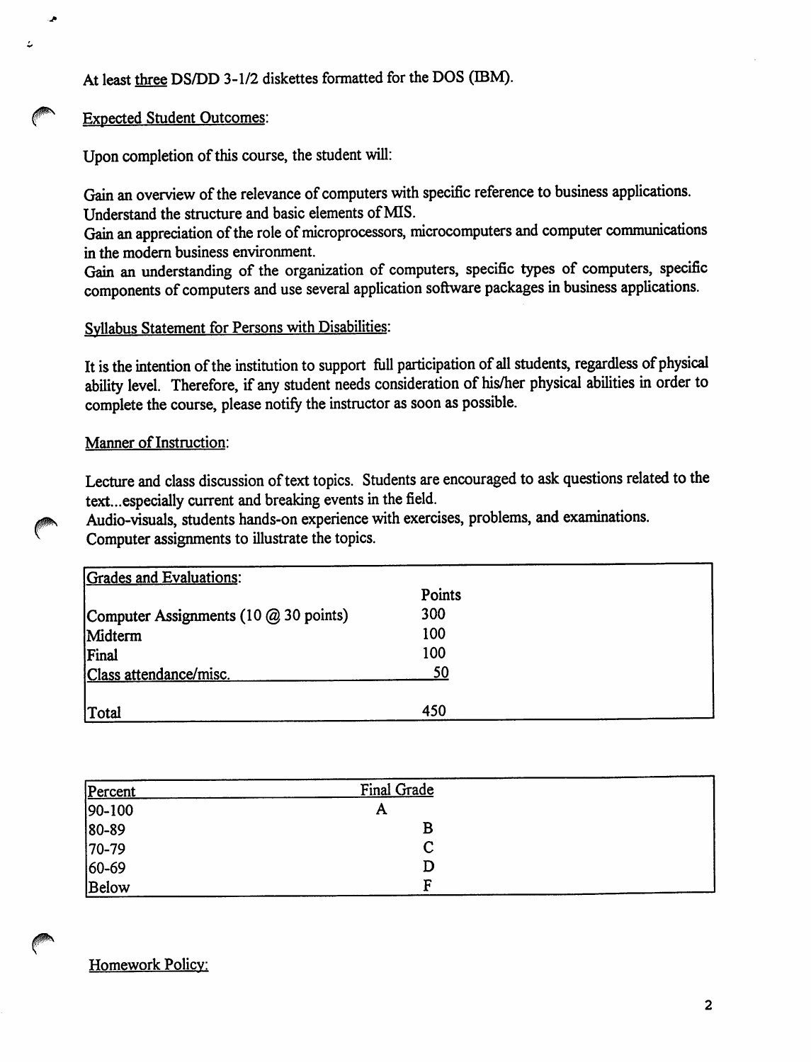At least three DS/DD 3-1/2 diskettes formatted for the DOS (IBM).

## Expected Student Outcomes:

Upon completion of this course, the student will:

Gain an overview of the relevance of computers with specific reference to business applications.
Understand the structure and basic elements of MIS.
Gain an appreciation of the role of microprocessors, microcomputers and computer communications in the modern business environment.
Gain an understanding of the organization of computers, specific types of computers, specific components of computers and use several application software packages in business applications.

## Syllabus Statement for Persons with Disabilities:

It is the intention of the institution to support full participation of all students, regardless of physical ability level. Therefore, if any student needs consideration of his/her physical abilities in order to complete the course, please notify the instructor as soon as possible.

## Manner of Instruction:

Lecture and class discussion of text topics. Students are encouraged to ask questions related to the text...especially current and breaking events in the field.
Audio-visuals, students hands-on experience with exercises, problems, and examinations.
Computer assignments to illustrate the topics.

| Grades and Evaluations: | Points |
|---|---|
| Computer Assignments (10 @ 30 points) | 300 |
| Midterm | 100 |
| Final | 100 |
| Class attendance/misc. | 50 |
| Total | 450 |

| Percent | Final Grade |
|---|---|
| 90-100 | A |
| 80-89 | B |
| 70-79 | C |
| 60-69 | D |
| Below | F |

## Homework Policy: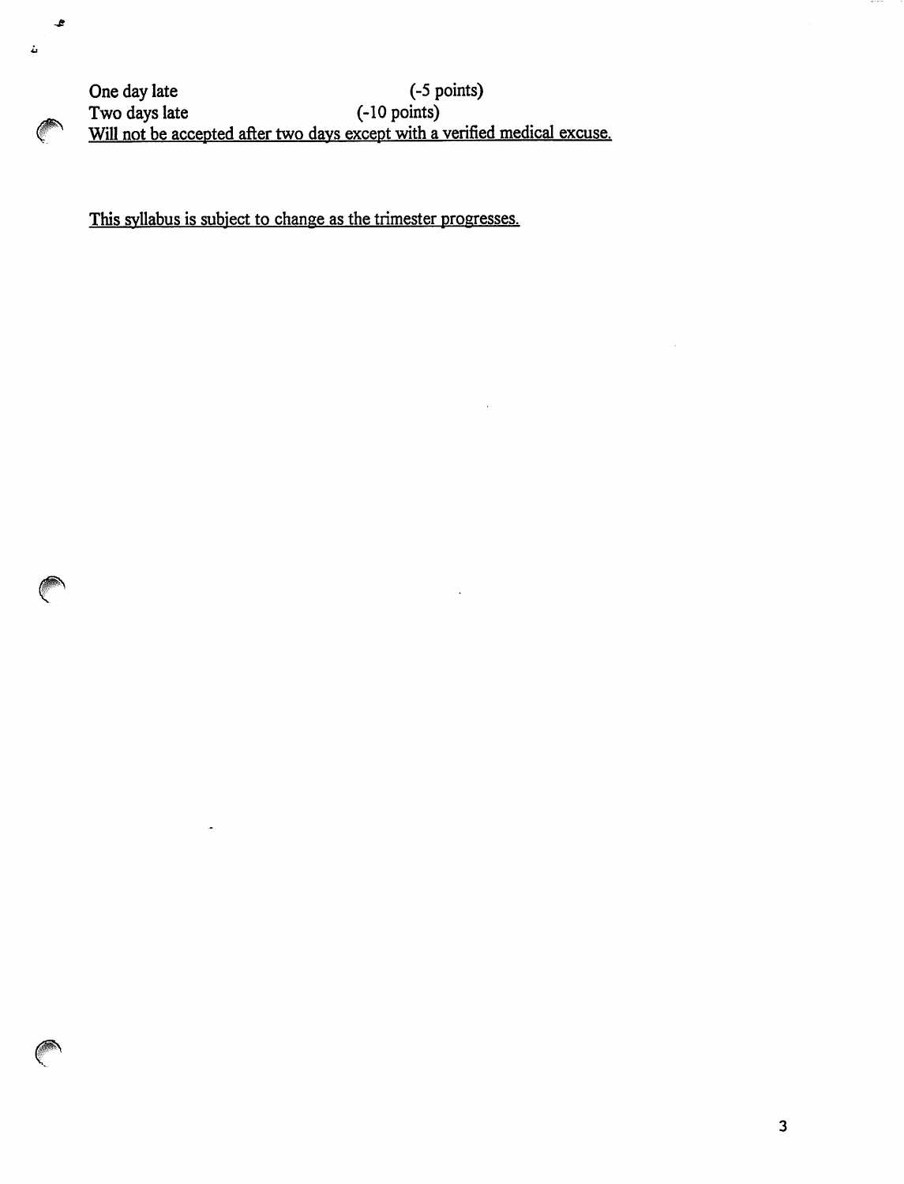One day late (-5 points)
Two days late (-10 points)
<u>Will not be accepted after two days except with a verified medical excuse.</u>

<u>This syllabus is subject to change as the trimester progresses.</u>